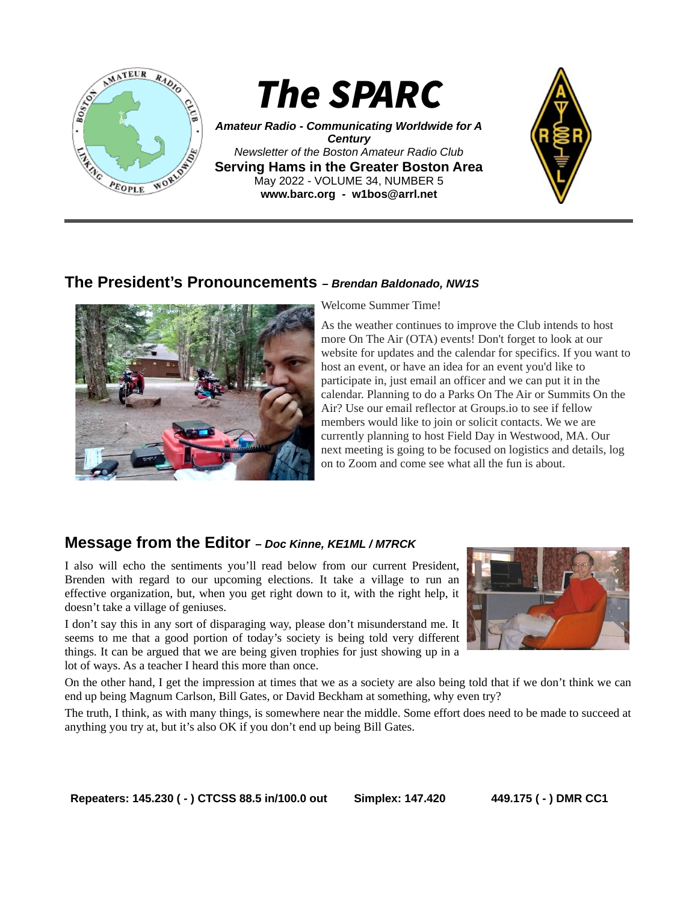# The SPARC

***Amateur Radio - Communicating Worldwide for A Century***

*Newsletter of the Boston Amateur Radio Club*

**Serving Hams in the Greater Boston Area**

May 2022 - VOLUME 34, NUMBER 5

**www.barc.org - w1bos@arrl.net**

## The President's Pronouncements *– Brendan Baldonado, NW1S*

Welcome Summer Time!

As the weather continues to improve the Club intends to host more On The Air (OTA) events! Don't forget to look at our website for updates and the calendar for specifics. If you want to host an event, or have an idea for an event you'd like to participate in, just email an officer and we can put it in the calendar. Planning to do a Parks On The Air or Summits On the Air? Use our email reflector at Groups.io to see if fellow members would like to join or solicit contacts. We we are currently planning to host Field Day in Westwood, MA. Our next meeting is going to be focused on logistics and details, log on to Zoom and come see what all the fun is about.

## Message from the Editor *– Doc Kinne, KE1ML / M7RCK*

I also will echo the sentiments you'll read below from our current President, Brenden with regard to our upcoming elections. It take a village to run an effective organization, but, when you get right down to it, with the right help, it doesn't take a village of geniuses.

I don't say this in any sort of disparaging way, please don't misunderstand me. It seems to me that a good portion of today's society is being told very different things. It can be argued that we are being given trophies for just showing up in a lot of ways. As a teacher I heard this more than once.

On the other hand, I get the impression at times that we as a society are also being told that if we don't think we can end up being Magnum Carlson, Bill Gates, or David Beckham at something, why even try?

The truth, I think, as with many things, is somewhere near the middle. Some effort does need to be made to succeed at anything you try at, but it's also OK if you don't end up being Bill Gates.

**Repeaters: 145.230 ( - ) CTCSS 88.5 in/100.0 out    Simplex: 147.420    449.175 ( - ) DMR CC1**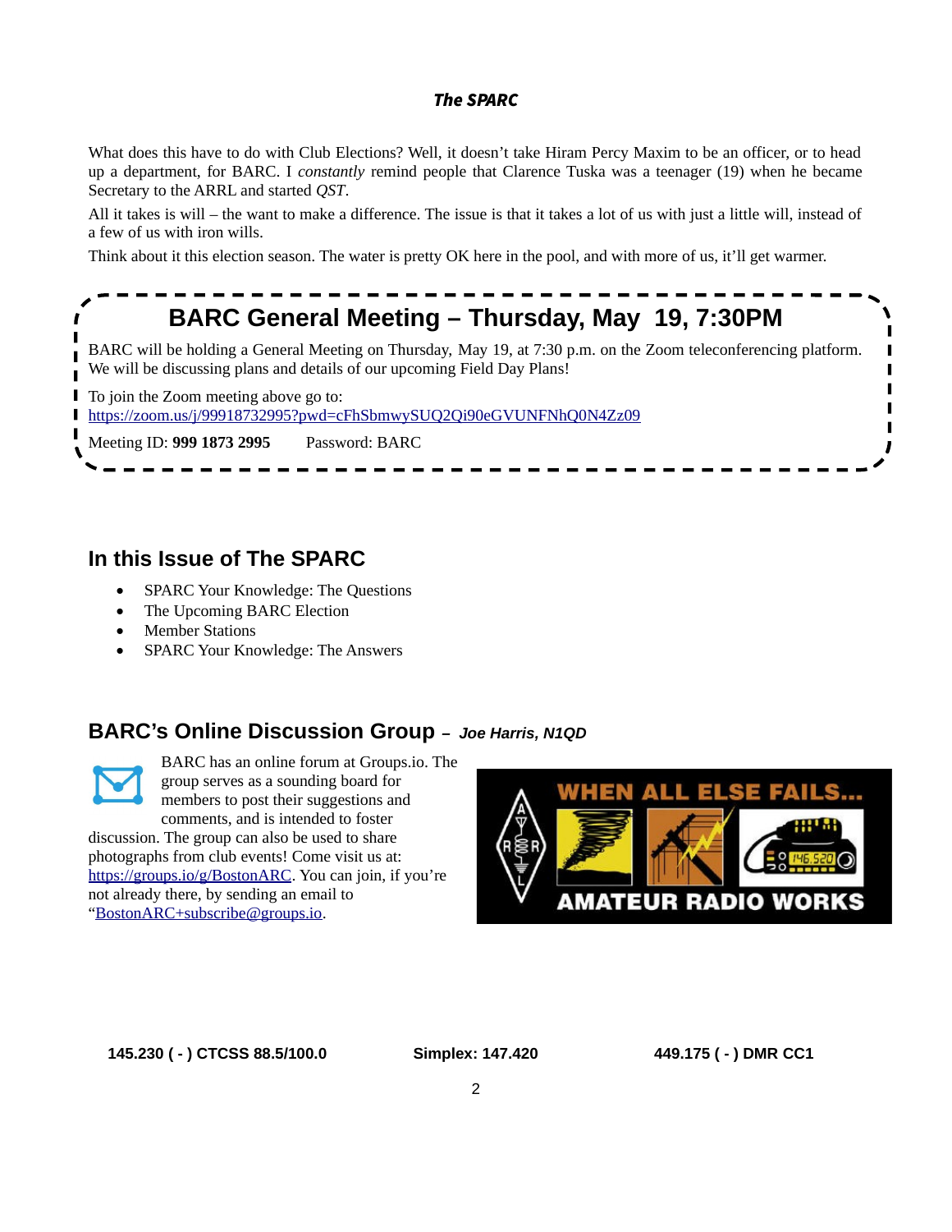What does this have to do with Club Elections? Well, it doesn't take Hiram Percy Maxim to be an officer, or to head up a department, for BARC. I *constantly* remind people that Clarence Tuska was a teenager (19) when he became Secretary to the ARRL and started *QST*.

All it takes is will – the want to make a difference. The issue is that it takes a lot of us with just a little will, instead of a few of us with iron wills.

Think about it this election season. The water is pretty OK here in the pool, and with more of us, it'll get warmer.

## BARC General Meeting – Thursday, May 19, 7:30PM

BARC will be holding a General Meeting on Thursday, May 19, at 7:30 p.m. on the Zoom teleconferencing platform. We will be discussing plans and details of our upcoming Field Day Plans!

To join the Zoom meeting above go to:
https://zoom.us/j/99918732995?pwd=cFhSbmwySUQ2Qi90eGVUNFNhQ0N4Zz09

Meeting ID: **999 1873 2995** Password: BARC

## In this Issue of The SPARC

- SPARC Your Knowledge: The Questions
- The Upcoming BARC Election
- Member Stations
- SPARC Your Knowledge: The Answers

## BARC's Online Discussion Group – *Joe Harris, N1QD*

BARC has an online forum at Groups.io. The group serves as a sounding board for members to post their suggestions and comments, and is intended to foster discussion. The group can also be used to share photographs from club events! Come visit us at: https://groups.io/g/BostonARC. You can join, if you're not already there, by sending an email to "BostonARC+subscribe@groups.io.

WHEN ALL ELSE FAILS... AMATEUR RADIO WORKS

**145.230 ( - ) CTCSS 88.5/100.0** **Simplex: 147.420** **449.175 ( - ) DMR CC1**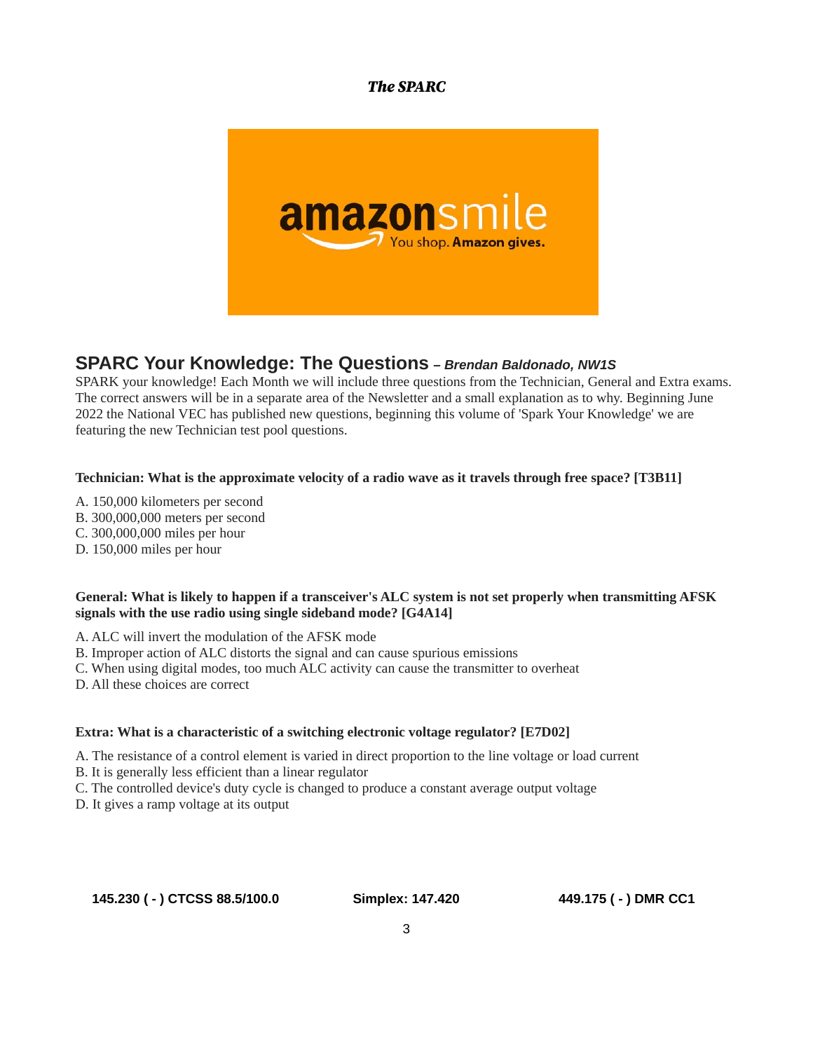## SPARC Your Knowledge: The Questions – *Brendan Baldonado, NW1S*

SPARK your knowledge! Each Month we will include three questions from the Technician, General and Extra exams. The correct answers will be in a separate area of the Newsletter and a small explanation as to why. Beginning June 2022 the National VEC has published new questions, beginning this volume of 'Spark Your Knowledge' we are featuring the new Technician test pool questions.

**Technician: What is the approximate velocity of a radio wave as it travels through free space? [T3B11]**

A. 150,000 kilometers per second
B. 300,000,000 meters per second
C. 300,000,000 miles per hour
D. 150,000 miles per hour

**General: What is likely to happen if a transceiver's ALC system is not set properly when transmitting AFSK signals with the use radio using single sideband mode? [G4A14]**

A. ALC will invert the modulation of the AFSK mode
B. Improper action of ALC distorts the signal and can cause spurious emissions
C. When using digital modes, too much ALC activity can cause the transmitter to overheat
D. All these choices are correct

**Extra: What is a characteristic of a switching electronic voltage regulator? [E7D02]**

A. The resistance of a control element is varied in direct proportion to the line voltage or load current
B. It is generally less efficient than a linear regulator
C. The controlled device's duty cycle is changed to produce a constant average output voltage
D. It gives a ramp voltage at its output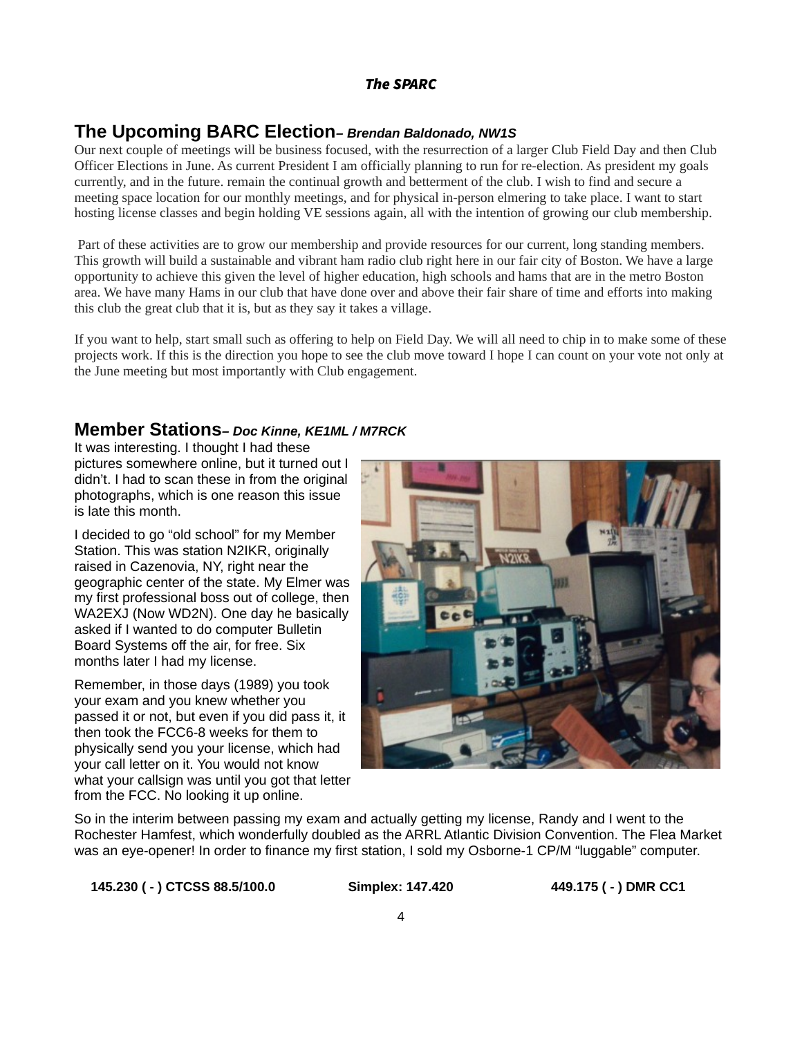## The Upcoming BARC Election– *Brendan Baldonado, NW1S*

Our next couple of meetings will be business focused, with the resurrection of a larger Club Field Day and then Club Officer Elections in June. As current President I am officially planning to run for re-election. As president my goals currently, and in the future. remain the continual growth and betterment of the club. I wish to find and secure a meeting space location for our monthly meetings, and for physical in-person elmering to take place. I want to start hosting license classes and begin holding VE sessions again, all with the intention of growing our club membership.

Part of these activities are to grow our membership and provide resources for our current, long standing members. This growth will build a sustainable and vibrant ham radio club right here in our fair city of Boston. We have a large opportunity to achieve this given the level of higher education, high schools and hams that are in the metro Boston area. We have many Hams in our club that have done over and above their fair share of time and efforts into making this club the great club that it is, but as they say it takes a village.

If you want to help, start small such as offering to help on Field Day. We will all need to chip in to make some of these projects work. If this is the direction you hope to see the club move toward I hope I can count on your vote not only at the June meeting but most importantly with Club engagement.

## Member Stations– *Doc Kinne, KE1ML / M7RCK*

It was interesting. I thought I had these pictures somewhere online, but it turned out I didn't. I had to scan these in from the original photographs, which is one reason this issue is late this month.

I decided to go "old school" for my Member Station. This was station N2IKR, originally raised in Cazenovia, NY, right near the geographic center of the state. My Elmer was my first professional boss out of college, then WA2EXJ (Now WD2N). One day he basically asked if I wanted to do computer Bulletin Board Systems off the air, for free. Six months later I had my license.

Remember, in those days (1989) you took your exam and you knew whether you passed it or not, but even if you did pass it, it then took the FCC6-8 weeks for them to physically send you your license, which had your call letter on it. You would not know what your callsign was until you got that letter from the FCC. No looking it up online.

So in the interim between passing my exam and actually getting my license, Randy and I went to the Rochester Hamfest, which wonderfully doubled as the ARRL Atlantic Division Convention. The Flea Market was an eye-opener! In order to finance my first station, I sold my Osborne-1 CP/M "luggable" computer.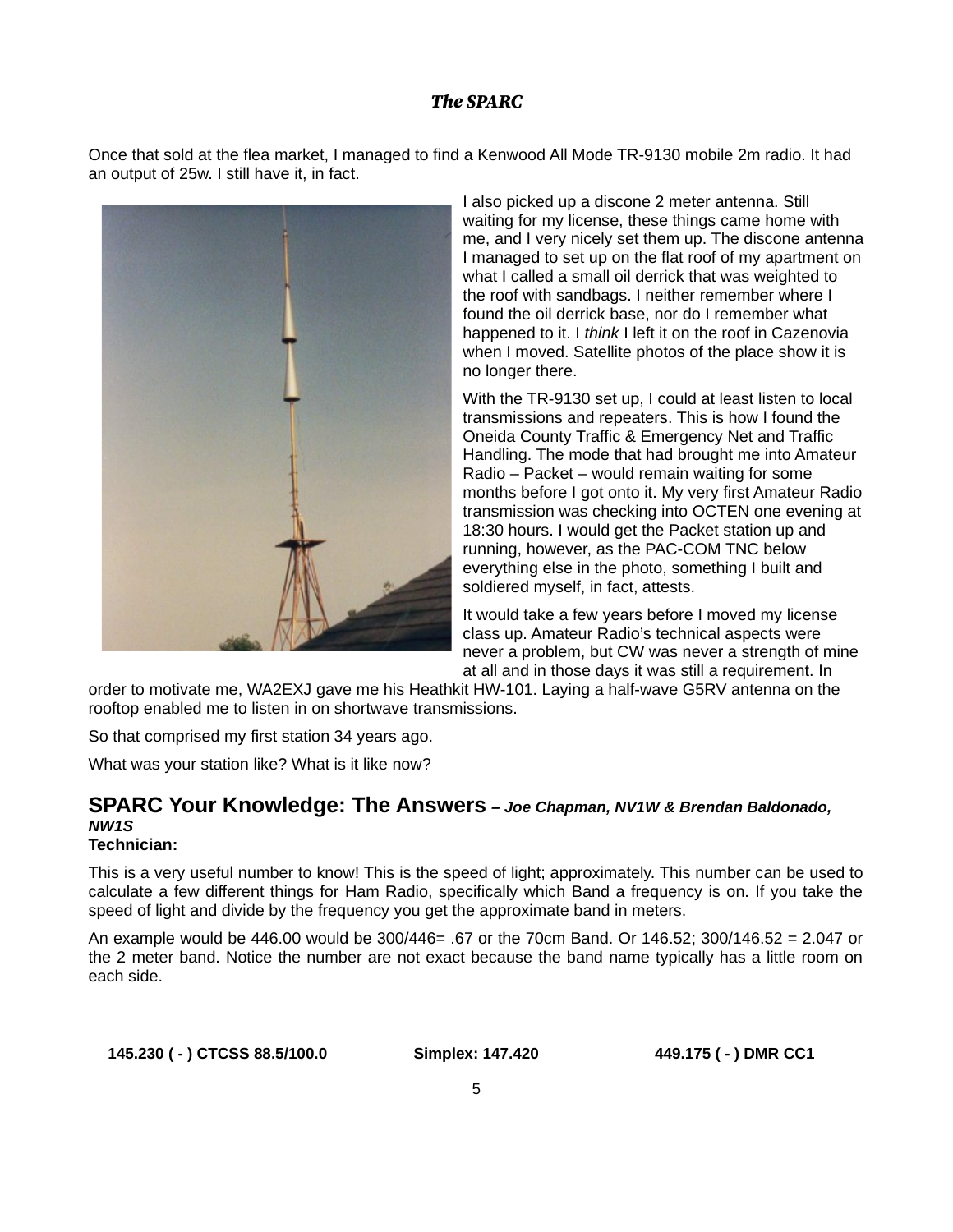Once that sold at the flea market, I managed to find a Kenwood All Mode TR-9130 mobile 2m radio. It had an output of 25w. I still have it, in fact.

I also picked up a discone 2 meter antenna. Still waiting for my license, these things came home with me, and I very nicely set them up. The discone antenna I managed to set up on the flat roof of my apartment on what I called a small oil derrick that was weighted to the roof with sandbags. I neither remember where I found the oil derrick base, nor do I remember what happened to it. I *think* I left it on the roof in Cazenovia when I moved. Satellite photos of the place show it is no longer there.

With the TR-9130 set up, I could at least listen to local transmissions and repeaters. This is how I found the Oneida County Traffic & Emergency Net and Traffic Handling. The mode that had brought me into Amateur Radio – Packet – would remain waiting for some months before I got onto it. My very first Amateur Radio transmission was checking into OCTEN one evening at 18:30 hours. I would get the Packet station up and running, however, as the PAC-COM TNC below everything else in the photo, something I built and soldiered myself, in fact, attests.

It would take a few years before I moved my license class up. Amateur Radio's technical aspects were never a problem, but CW was never a strength of mine at all and in those days it was still a requirement. In order to motivate me, WA2EXJ gave me his Heathkit HW-101. Laying a half-wave G5RV antenna on the rooftop enabled me to listen in on shortwave transmissions.

So that comprised my first station 34 years ago.

What was your station like? What is it like now?

## SPARC Your Knowledge: The Answers *– Joe Chapman, NV1W & Brendan Baldonado, NW1S*

**Technician:**

This is a very useful number to know! This is the speed of light; approximately. This number can be used to calculate a few different things for Ham Radio, specifically which Band a frequency is on. If you take the speed of light and divide by the frequency you get the approximate band in meters.

An example would be 446.00 would be 300/446= .67 or the 70cm Band. Or 146.52; 300/146.52 = 2.047 or the 2 meter band. Notice the number are not exact because the band name typically has a little room on each side.

**145.230 ( - ) CTCSS 88.5/100.0** **Simplex: 147.420** **449.175 ( - ) DMR CC1**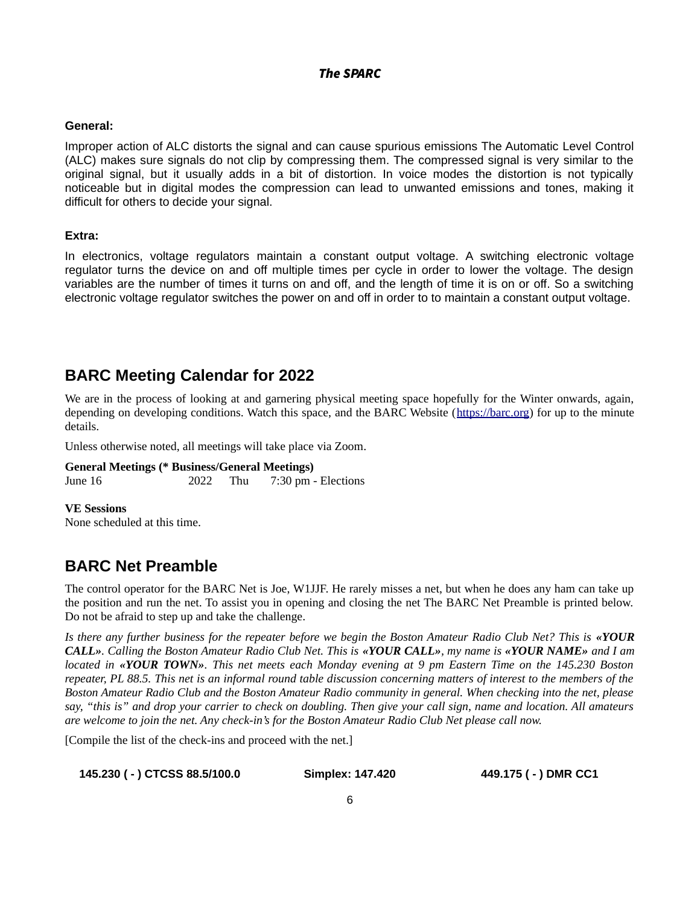**General:**

Improper action of ALC distorts the signal and can cause spurious emissions The Automatic Level Control (ALC) makes sure signals do not clip by compressing them. The compressed signal is very similar to the original signal, but it usually adds in a bit of distortion. In voice modes the distortion is not typically noticeable but in digital modes the compression can lead to unwanted emissions and tones, making it difficult for others to decide your signal.

**Extra:**

In electronics, voltage regulators maintain a constant output voltage. A switching electronic voltage regulator turns the device on and off multiple times per cycle in order to lower the voltage. The design variables are the number of times it turns on and off, and the length of time it is on or off. So a switching electronic voltage regulator switches the power on and off in order to to maintain a constant output voltage.

## BARC Meeting Calendar for 2022

We are in the process of looking at and garnering physical meeting space hopefully for the Winter onwards, again, depending on developing conditions. Watch this space, and the BARC Website (https://barc.org) for up to the minute details.

Unless otherwise noted, all meetings will take place via Zoom.

**General Meetings (* Business/General Meetings)**
June 16 2022 Thu 7:30 pm - Elections

**VE Sessions**
None scheduled at this time.

## BARC Net Preamble

The control operator for the BARC Net is Joe, W1JJF. He rarely misses a net, but when he does any ham can take up the position and run the net. To assist you in opening and closing the net The BARC Net Preamble is printed below. Do not be afraid to step up and take the challenge.

*Is there any further business for the repeater before we begin the Boston Amateur Radio Club Net? This is **«YOUR CALL»**. Calling the Boston Amateur Radio Club Net. This is **«YOUR CALL»**, my name is **«YOUR NAME»** and I am located in **«YOUR TOWN»**. This net meets each Monday evening at 9 pm Eastern Time on the 145.230 Boston repeater, PL 88.5. This net is an informal round table discussion concerning matters of interest to the members of the Boston Amateur Radio Club and the Boston Amateur Radio community in general. When checking into the net, please say, "this is" and drop your carrier to check on doubling. Then give your call sign, name and location. All amateurs are welcome to join the net. Any check-in's for the Boston Amateur Radio Club Net please call now.*

[Compile the list of the check-ins and proceed with the net.]

**145.230 ( - ) CTCSS 88.5/100.0 Simplex: 147.420 449.175 ( - ) DMR CC1**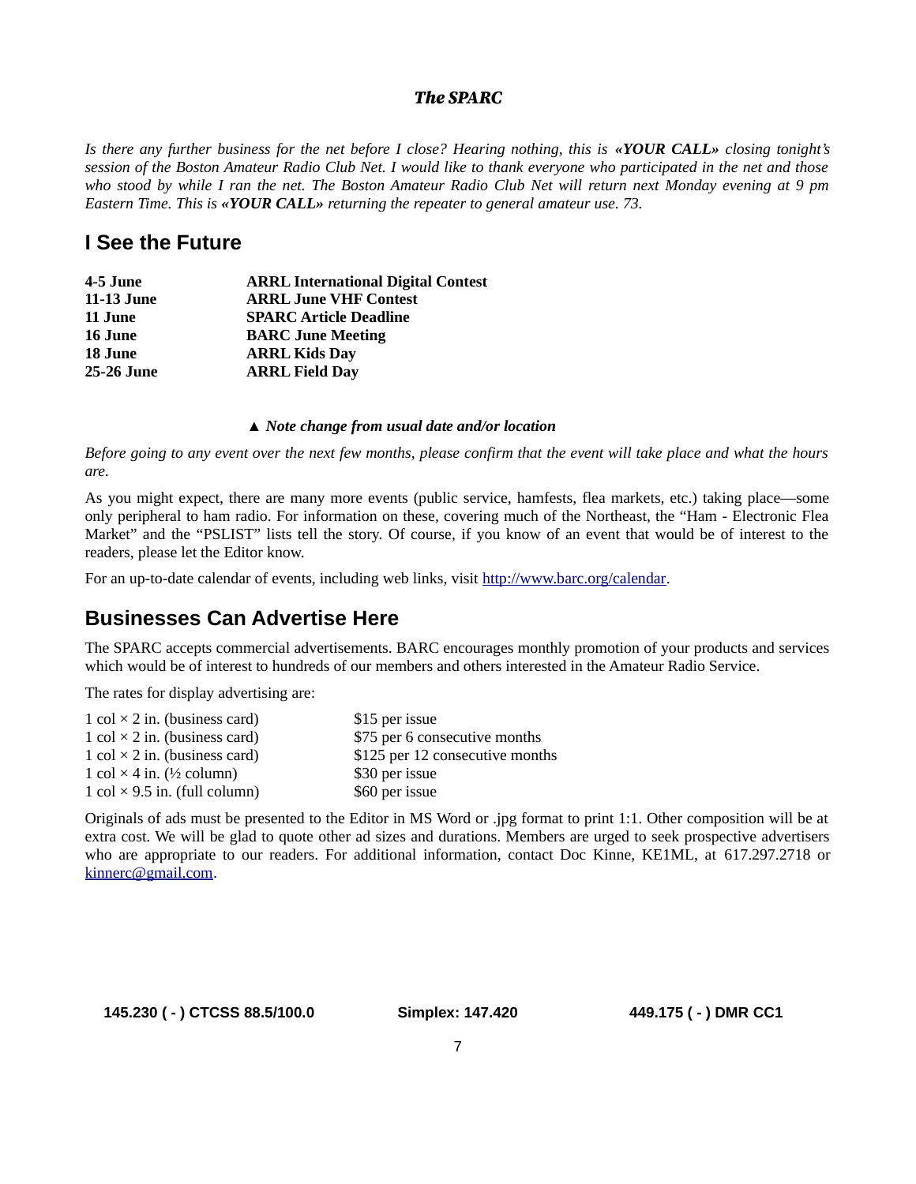*Is there any further business for the net before I close? Hearing nothing, this is **«YOUR CALL»** closing tonight's session of the Boston Amateur Radio Club Net. I would like to thank everyone who participated in the net and those who stood by while I ran the net. The Boston Amateur Radio Club Net will return next Monday evening at 9 pm Eastern Time. This is **«YOUR CALL»** returning the repeater to general amateur use. 73.*

## I See the Future

| | |
|---|---|
| **4-5 June** | **ARRL International Digital Contest** |
| **11-13 June** | **ARRL June VHF Contest** |
| **11 June** | **SPARC Article Deadline** |
| **16 June** | **BARC June Meeting** |
| **18 June** | **ARRL Kids Day** |
| **25-26 June** | **ARRL Field Day** |

▲ ***Note change from usual date and/or location***

*Before going to any event over the next few months, please confirm that the event will take place and what the hours are.*

As you might expect, there are many more events (public service, hamfests, flea markets, etc.) taking place—some only peripheral to ham radio. For information on these, covering much of the Northeast, the "Ham - Electronic Flea Market" and the "PSLIST" lists tell the story. Of course, if you know of an event that would be of interest to the readers, please let the Editor know.

For an up-to-date calendar of events, including web links, visit http://www.barc.org/calendar.

## Businesses Can Advertise Here

The SPARC accepts commercial advertisements. BARC encourages monthly promotion of your products and services which would be of interest to hundreds of our members and others interested in the Amateur Radio Service.

The rates for display advertising are:

| | |
|---|---|
| 1 col × 2 in. (business card) | \$15 per issue |
| 1 col × 2 in. (business card) | \$75 per 6 consecutive months |
| 1 col × 2 in. (business card) | \$125 per 12 consecutive months |
| 1 col × 4 in. (½ column) | \$30 per issue |
| 1 col × 9.5 in. (full column) | \$60 per issue |

Originals of ads must be presented to the Editor in MS Word or .jpg format to print 1:1. Other composition will be at extra cost. We will be glad to quote other ad sizes and durations. Members are urged to seek prospective advertisers who are appropriate to our readers. For additional information, contact Doc Kinne, KE1ML, at 617.297.2718 or kinnerc@gmail.com.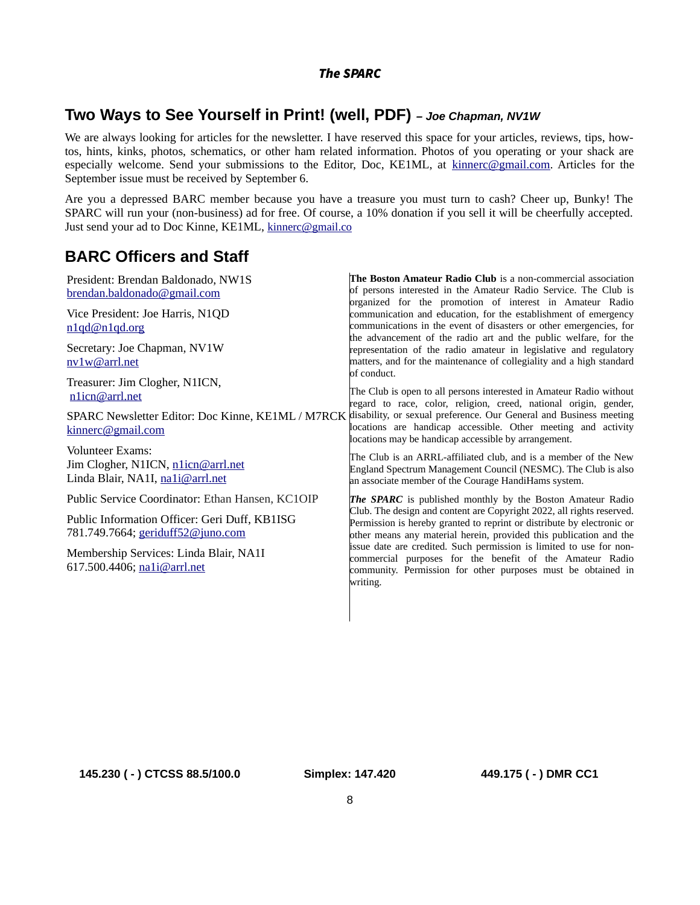## Two Ways to See Yourself in Print! (well, PDF) – *Joe Chapman, NV1W*

We are always looking for articles for the newsletter. I have reserved this space for your articles, reviews, tips, how-tos, hints, kinks, photos, schematics, or other ham related information. Photos of you operating or your shack are especially welcome. Send your submissions to the Editor, Doc, KE1ML, at kinnerc@gmail.com. Articles for the September issue must be received by September 6.

Are you a depressed BARC member because you have a treasure you must turn to cash? Cheer up, Bunky! The SPARC will run your (non-business) ad for free. Of course, a 10% donation if you sell it will be cheerfully accepted. Just send your ad to Doc Kinne, KE1ML, kinnerc@gmail.co

## BARC Officers and Staff

President: Brendan Baldonado, NW1S
brendan.baldonado@gmail.com

Vice President: Joe Harris, N1QD
n1qd@n1qd.org

Secretary: Joe Chapman, NV1W
nv1w@arrl.net

Treasurer: Jim Clogher, N1ICN,
n1icn@arrl.net

SPARC Newsletter Editor: Doc Kinne, KE1ML / M7RCK
kinnerc@gmail.com

Volunteer Exams:
Jim Clogher, N1ICN, n1icn@arrl.net
Linda Blair, NA1I, na1i@arrl.net

Public Service Coordinator: Ethan Hansen, KC1OIP

Public Information Officer: Geri Duff, KB1ISG
781.749.7664; geriduff52@juno.com

Membership Services: Linda Blair, NA1I
617.500.4406; na1i@arrl.net

**The Boston Amateur Radio Club** is a non-commercial association of persons interested in the Amateur Radio Service. The Club is organized for the promotion of interest in Amateur Radio communication and education, for the establishment of emergency communications in the event of disasters or other emergencies, for the advancement of the radio art and the public welfare, for the representation of the radio amateur in legislative and regulatory matters, and for the maintenance of collegiality and a high standard of conduct.

The Club is open to all persons interested in Amateur Radio without regard to race, color, religion, creed, national origin, gender, disability, or sexual preference. Our General and Business meeting locations are handicap accessible. Other meeting and activity locations may be handicap accessible by arrangement.

The Club is an ARRL-affiliated club, and is a member of the New England Spectrum Management Council (NESMC). The Club is also an associate member of the Courage HandiHams system.

***The SPARC*** is published monthly by the Boston Amateur Radio Club. The design and content are Copyright 2022, all rights reserved. Permission is hereby granted to reprint or distribute by electronic or other means any material herein, provided this publication and the issue date are credited. Such permission is limited to use for non-commercial purposes for the benefit of the Amateur Radio community. Permission for other purposes must be obtained in writing.

**145.230 ( - ) CTCSS 88.5/100.0** **Simplex: 147.420** **449.175 ( - ) DMR CC1**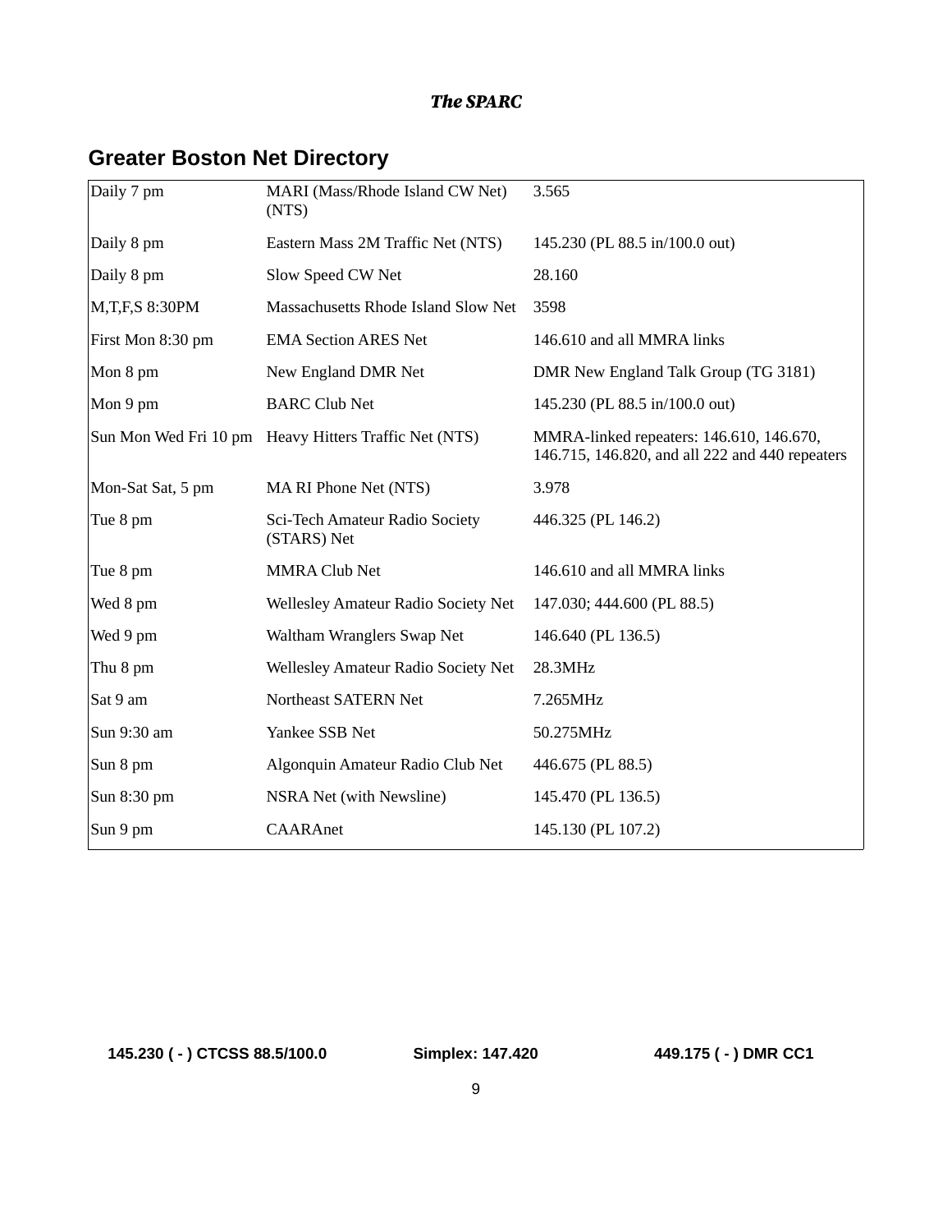## Greater Boston Net Directory

| | | |
|---|---|---|
| Daily 7 pm | MARI (Mass/Rhode Island CW Net) (NTS) | 3.565 |
| Daily 8 pm | Eastern Mass 2M Traffic Net (NTS) | 145.230 (PL 88.5 in/100.0 out) |
| Daily 8 pm | Slow Speed CW Net | 28.160 |
| M,T,F,S 8:30PM | Massachusetts Rhode Island Slow Net | 3598 |
| First Mon 8:30 pm | EMA Section ARES Net | 146.610 and all MMRA links |
| Mon 8 pm | New England DMR Net | DMR New England Talk Group (TG 3181) |
| Mon 9 pm | BARC Club Net | 145.230 (PL 88.5 in/100.0 out) |
| Sun Mon Wed Fri 10 pm | Heavy Hitters Traffic Net (NTS) | MMRA-linked repeaters: 146.610, 146.670, 146.715, 146.820, and all 222 and 440 repeaters |
| Mon-Sat Sat, 5 pm | MA RI Phone Net (NTS) | 3.978 |
| Tue 8 pm | Sci-Tech Amateur Radio Society (STARS) Net | 446.325 (PL 146.2) |
| Tue 8 pm | MMRA Club Net | 146.610 and all MMRA links |
| Wed 8 pm | Wellesley Amateur Radio Society Net | 147.030; 444.600 (PL 88.5) |
| Wed 9 pm | Waltham Wranglers Swap Net | 146.640 (PL 136.5) |
| Thu 8 pm | Wellesley Amateur Radio Society Net | 28.3MHz |
| Sat 9 am | Northeast SATERN Net | 7.265MHz |
| Sun 9:30 am | Yankee SSB Net | 50.275MHz |
| Sun 8 pm | Algonquin Amateur Radio Club Net | 446.675 (PL 88.5) |
| Sun 8:30 pm | NSRA Net (with Newsline) | 145.470 (PL 136.5) |
| Sun 9 pm | CAARAnet | 145.130 (PL 107.2) |